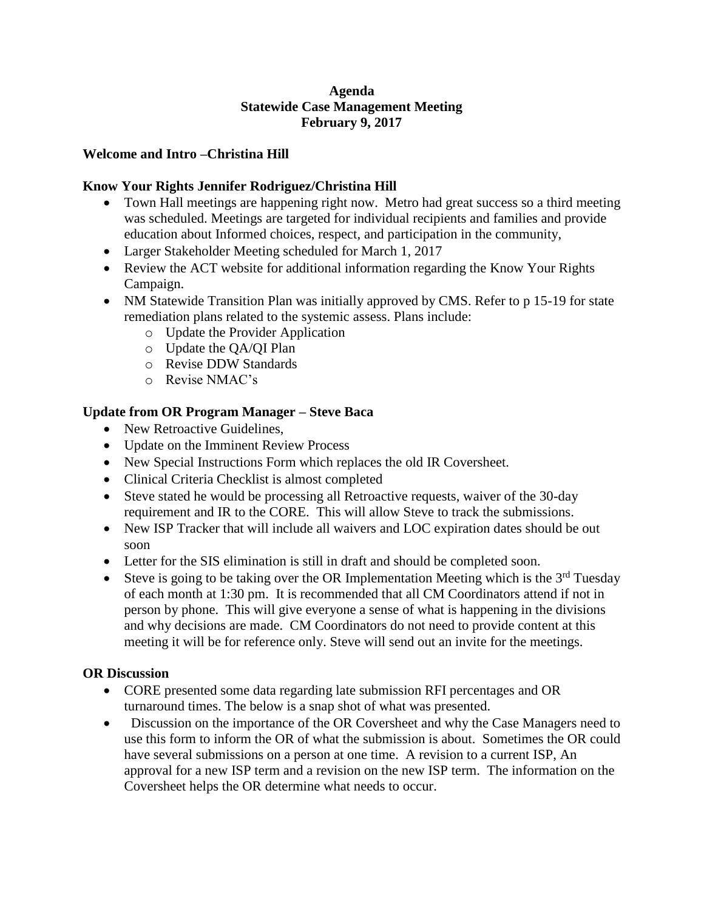**Agenda**
**Statewide Case Management Meeting**
**February 9, 2017**

**Welcome and Intro –Christina Hill**

**Know Your Rights Jennifer Rodriguez/Christina Hill**

- Town Hall meetings are happening right now. Metro had great success so a third meeting was scheduled. Meetings are targeted for individual recipients and families and provide education about Informed choices, respect, and participation in the community,
- Larger Stakeholder Meeting scheduled for March 1, 2017
- Review the ACT website for additional information regarding the Know Your Rights Campaign.
- NM Statewide Transition Plan was initially approved by CMS. Refer to p 15-19 for state remediation plans related to the systemic assess. Plans include:
  - Update the Provider Application
  - Update the QA/QI Plan
  - Revise DDW Standards
  - Revise NMAC's

**Update from OR Program Manager – Steve Baca**

- New Retroactive Guidelines,
- Update on the Imminent Review Process
- New Special Instructions Form which replaces the old IR Coversheet.
- Clinical Criteria Checklist is almost completed
- Steve stated he would be processing all Retroactive requests, waiver of the 30-day requirement and IR to the CORE. This will allow Steve to track the submissions.
- New ISP Tracker that will include all waivers and LOC expiration dates should be out soon
- Letter for the SIS elimination is still in draft and should be completed soon.
- Steve is going to be taking over the OR Implementation Meeting which is the 3rd Tuesday of each month at 1:30 pm. It is recommended that all CM Coordinators attend if not in person by phone. This will give everyone a sense of what is happening in the divisions and why decisions are made. CM Coordinators do not need to provide content at this meeting it will be for reference only. Steve will send out an invite for the meetings.

**OR Discussion**

- CORE presented some data regarding late submission RFI percentages and OR turnaround times. The below is a snap shot of what was presented.
- Discussion on the importance of the OR Coversheet and why the Case Managers need to use this form to inform the OR of what the submission is about. Sometimes the OR could have several submissions on a person at one time. A revision to a current ISP, An approval for a new ISP term and a revision on the new ISP term. The information on the Coversheet helps the OR determine what needs to occur.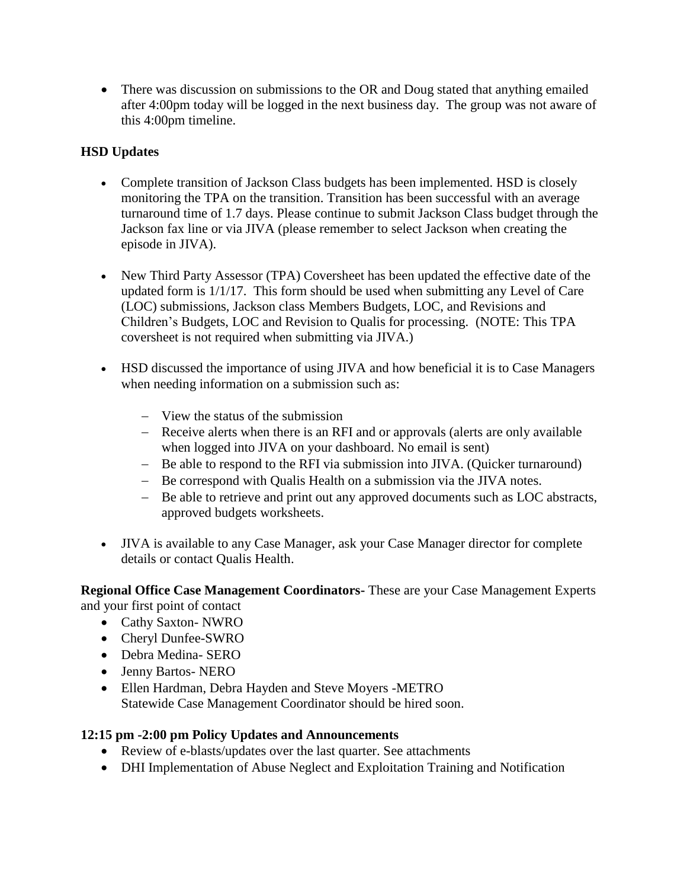- There was discussion on submissions to the OR and Doug stated that anything emailed after 4:00pm today will be logged in the next business day. The group was not aware of this 4:00pm timeline.

**HSD Updates**

- Complete transition of Jackson Class budgets has been implemented. HSD is closely monitoring the TPA on the transition. Transition has been successful with an average turnaround time of 1.7 days. Please continue to submit Jackson Class budget through the Jackson fax line or via JIVA (please remember to select Jackson when creating the episode in JIVA).

- New Third Party Assessor (TPA) Coversheet has been updated the effective date of the updated form is 1/1/17. This form should be used when submitting any Level of Care (LOC) submissions, Jackson class Members Budgets, LOC, and Revisions and Children's Budgets, LOC and Revision to Qualis for processing. (NOTE: This TPA coversheet is not required when submitting via JIVA.)

- HSD discussed the importance of using JIVA and how beneficial it is to Case Managers when needing information on a submission such as:

  - View the status of the submission
  - Receive alerts when there is an RFI and or approvals (alerts are only available when logged into JIVA on your dashboard. No email is sent)
  - Be able to respond to the RFI via submission into JIVA. (Quicker turnaround)
  - Be correspond with Qualis Health on a submission via the JIVA notes.
  - Be able to retrieve and print out any approved documents such as LOC abstracts, approved budgets worksheets.

- JIVA is available to any Case Manager, ask your Case Manager director for complete details or contact Qualis Health.

**Regional Office Case Management Coordinators**- These are your Case Management Experts and your first point of contact

- Cathy Saxton- NWRO
- Cheryl Dunfee-SWRO
- Debra Medina- SERO
- Jenny Bartos- NERO
- Ellen Hardman, Debra Hayden and Steve Moyers -METRO
  Statewide Case Management Coordinator should be hired soon.

**12:15 pm -2:00 pm Policy Updates and Announcements**

- Review of e-blasts/updates over the last quarter. See attachments
- DHI Implementation of Abuse Neglect and Exploitation Training and Notification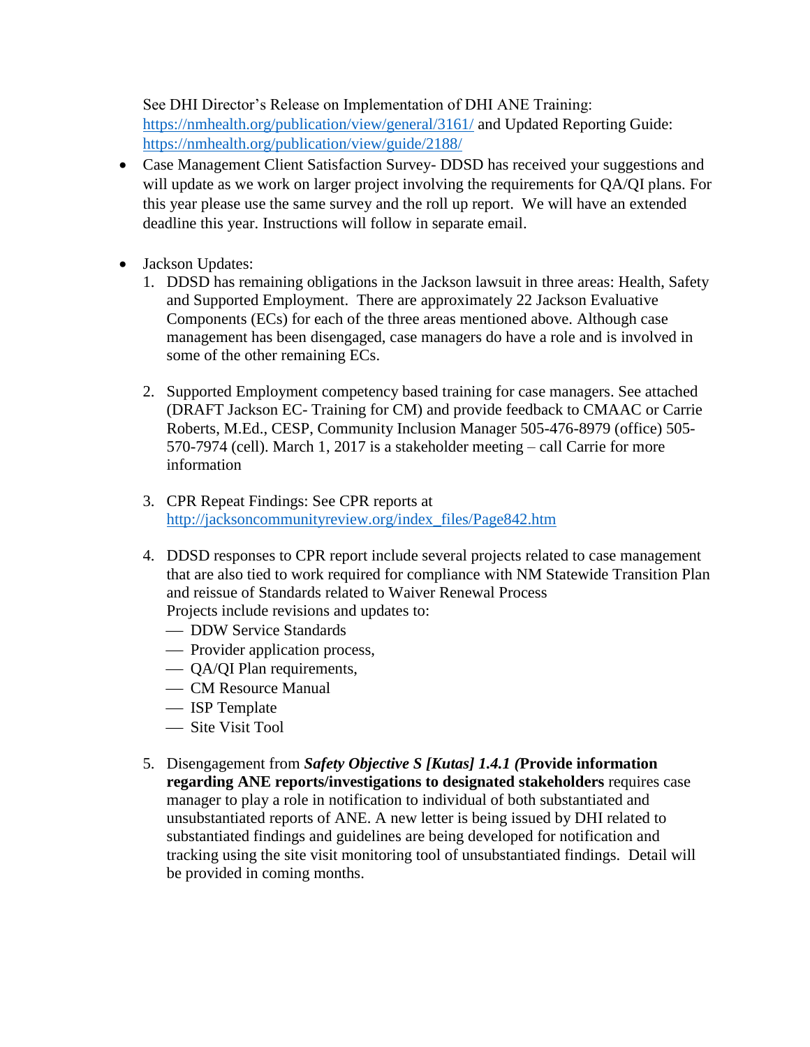See DHI Director's Release on Implementation of DHI ANE Training: https://nmhealth.org/publication/view/general/3161/ and Updated Reporting Guide: https://nmhealth.org/publication/view/guide/2188/

- Case Management Client Satisfaction Survey- DDSD has received your suggestions and will update as we work on larger project involving the requirements for QA/QI plans. For this year please use the same survey and the roll up report. We will have an extended deadline this year. Instructions will follow in separate email.

- Jackson Updates:
  1. DDSD has remaining obligations in the Jackson lawsuit in three areas: Health, Safety and Supported Employment. There are approximately 22 Jackson Evaluative Components (ECs) for each of the three areas mentioned above. Although case management has been disengaged, case managers do have a role and is involved in some of the other remaining ECs.

  2. Supported Employment competency based training for case managers. See attached (DRAFT Jackson EC- Training for CM) and provide feedback to CMAAC or Carrie Roberts, M.Ed., CESP, Community Inclusion Manager 505-476-8979 (office) 505-570-7974 (cell). March 1, 2017 is a stakeholder meeting – call Carrie for more information

  3. CPR Repeat Findings: See CPR reports at http://jacksoncommunityreview.org/index_files/Page842.htm

  4. DDSD responses to CPR report include several projects related to case management that are also tied to work required for compliance with NM Statewide Transition Plan and reissue of Standards related to Waiver Renewal Process
     Projects include revisions and updates to:
     - DDW Service Standards
     - Provider application process,
     - QA/QI Plan requirements,
     - CM Resource Manual
     - ISP Template
     - Site Visit Tool

  5. Disengagement from ***Safety Objective S [Kutas] 1.4.1 (*Provide information regarding ANE reports/investigations to designated stakeholders** requires case manager to play a role in notification to individual of both substantiated and unsubstantiated reports of ANE. A new letter is being issued by DHI related to substantiated findings and guidelines are being developed for notification and tracking using the site visit monitoring tool of unsubstantiated findings. Detail will be provided in coming months.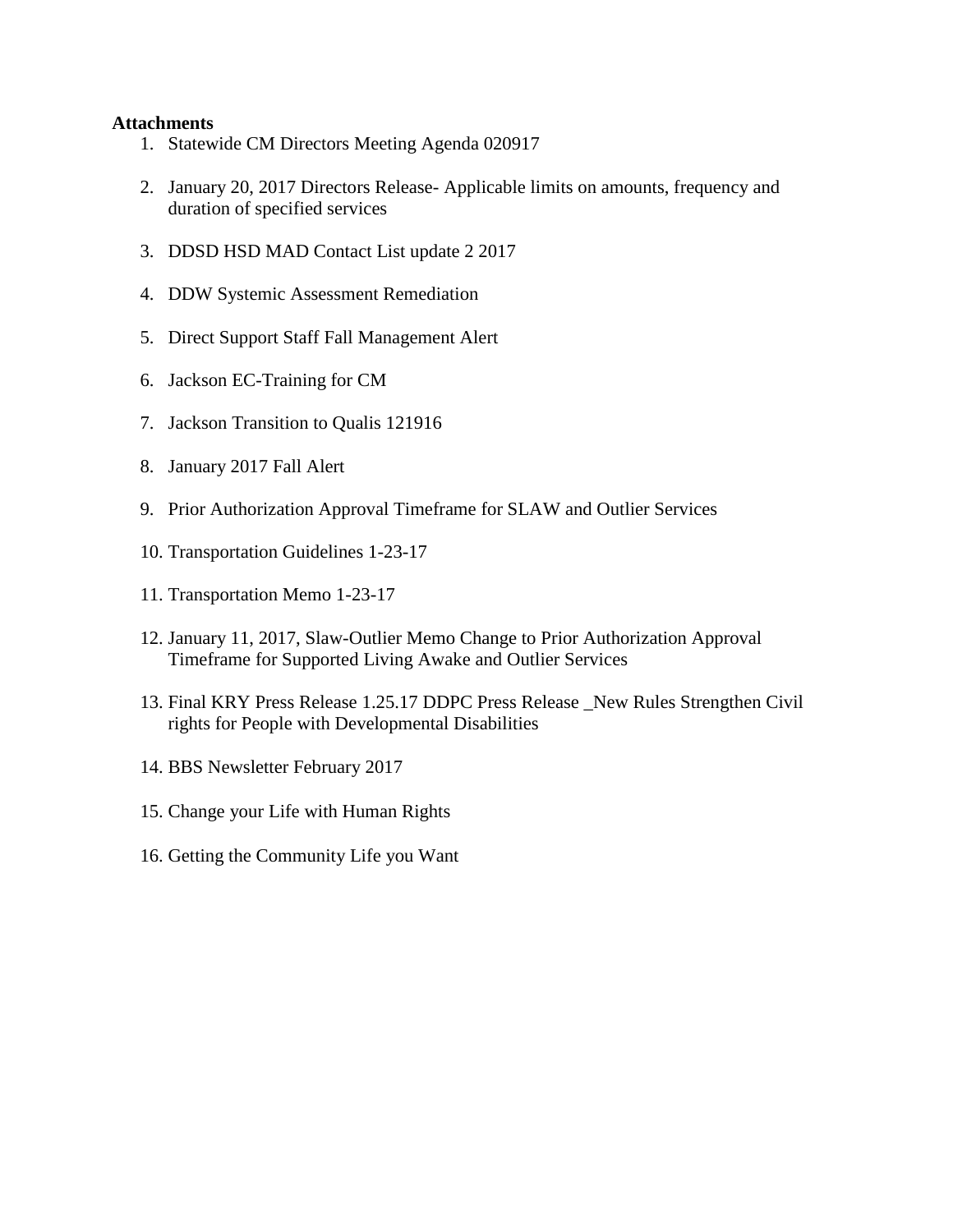**Attachments**

1. Statewide CM Directors Meeting Agenda 020917
2. January 20, 2017 Directors Release- Applicable limits on amounts, frequency and duration of specified services
3. DDSD HSD MAD Contact List update 2 2017
4. DDW Systemic Assessment Remediation
5. Direct Support Staff Fall Management Alert
6. Jackson EC-Training for CM
7. Jackson Transition to Qualis 121916
8. January 2017 Fall Alert
9. Prior Authorization Approval Timeframe for SLAW and Outlier Services
10. Transportation Guidelines 1-23-17
11. Transportation Memo 1-23-17
12. January 11, 2017, Slaw-Outlier Memo Change to Prior Authorization Approval Timeframe for Supported Living Awake and Outlier Services
13. Final KRY Press Release 1.25.17 DDPC Press Release _New Rules Strengthen Civil rights for People with Developmental Disabilities
14. BBS Newsletter February 2017
15. Change your Life with Human Rights
16. Getting the Community Life you Want